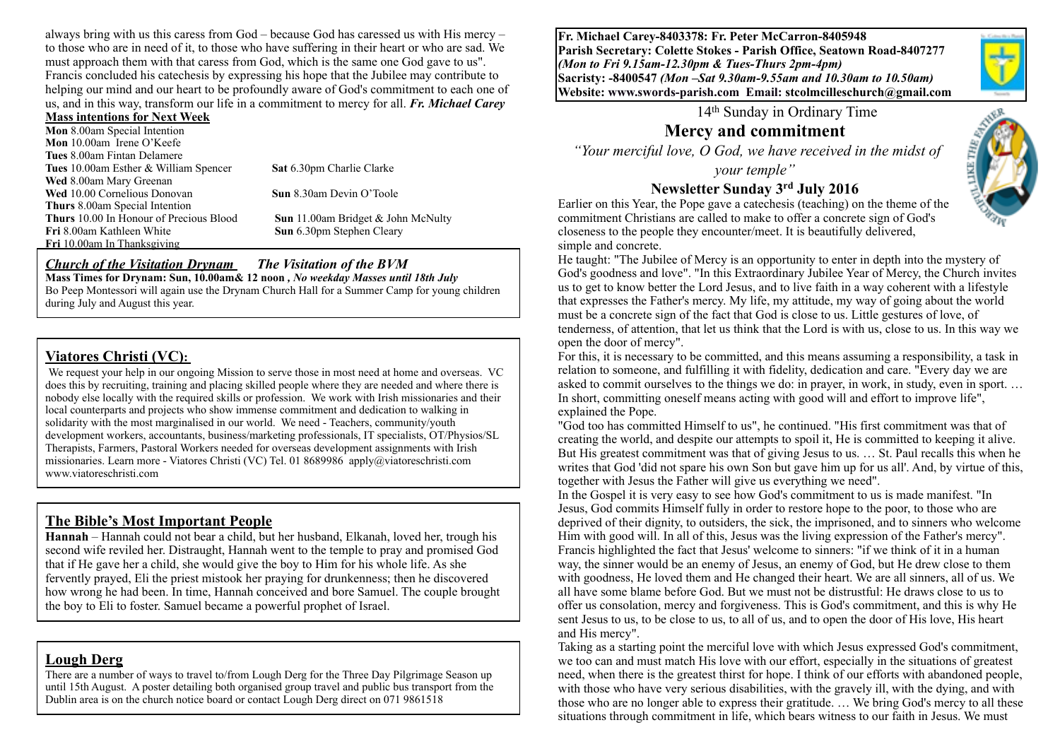always bring with us this caress from God – because God has caressed us with His mercy – to those who are in need of it, to those who have suffering in their heart or who are sad. We must approach them with that caress from God, which is the same one God gave to us". Francis concluded his catechesis by expressing his hope that the Jubilee may contribute to helping our mind and our heart to be profoundly aware of God's commitment to each one of us, and in this way, transform our life in a commitment to mercy for all. ***Fr. Michael Carey***

## Mass intentions for Next Week

**Mon** 8.00am Special Intention
**Mon** 10.00am Irene O'Keefe
**Tues** 8.00am Fintan Delamere
**Tues** 10.00am Esther & William Spencer
**Wed** 8.00am Mary Greenan
**Wed** 10.00 Cornelious Donovan
**Thurs** 8.00am Special Intention
**Thurs** 10.00 In Honour of Precious Blood
**Fri** 8.00am Kathleen White
**Fri** 10.00am In Thanksgiving
**Sat** 6.30pm Charlie Clarke
**Sun** 8.30am Devin O'Toole
**Sun** 11.00am Bridget & John McNulty
**Sun** 6.30pm Stephen Cleary

## *Church of the Visitation Drynam* *The Visitation of the BVM*

**Mass Times for Drynam: Sun, 10.00am& 12 noon ,** ***No weekday Masses until 18th July***
Bo Peep Montessori will again use the Drynam Church Hall for a Summer Camp for young children during July and August this year.

## Viatores Christi (VC):

We request your help in our ongoing Mission to serve those in most need at home and overseas. VC does this by recruiting, training and placing skilled people where they are needed and where there is nobody else locally with the required skills or profession. We work with Irish missionaries and their local counterparts and projects who show immense commitment and dedication to walking in solidarity with the most marginalised in our world. We need - Teachers, community/youth development workers, accountants, business/marketing professionals, IT specialists, OT/Physios/SL Therapists, Farmers, Pastoral Workers needed for overseas development assignments with Irish missionaries. Learn more - Viatores Christi (VC) Tel. 01 8689986 apply@viatoreschristi.com www.viatoreschristi.com

## The Bible's Most Important People

**Hannah** – Hannah could not bear a child, but her husband, Elkanah, loved her, trough his second wife reviled her. Distraught, Hannah went to the temple to pray and promised God that if He gave her a child, she would give the boy to Him for his whole life. As she fervently prayed, Eli the priest mistook her praying for drunkenness; then he discovered how wrong he had been. In time, Hannah conceived and bore Samuel. The couple brought the boy to Eli to foster. Samuel became a powerful prophet of Israel.

## Lough Derg

There are a number of ways to travel to/from Lough Derg for the Three Day Pilgrimage Season up until 15th August. A poster detailing both organised group travel and public bus transport from the Dublin area is on the church notice board or contact Lough Derg direct on 071 9861518

**Fr. Michael Carey-8403378: Fr. Peter McCarron-8405948**
**Parish Secretary: Colette Stokes - Parish Office, Seatown Road-8407277**
***(Mon to Fri 9.15am-12.30pm & Tues-Thurs 2pm-4pm)***
**Sacristy: -8400547** ***(Mon –Sat 9.30am-9.55am and 10.30am to 10.50am)***
**Website: www.swords-parish.com Email: stcolmcilleschurch@gmail.com**

14th Sunday in Ordinary Time

# Mercy and commitment

*"Your merciful love, O God, we have received in the midst of your temple"*

### Newsletter Sunday 3rd July 2016

Earlier on this Year, the Pope gave a catechesis (teaching) on the theme of the commitment Christians are called to make to offer a concrete sign of God's closeness to the people they encounter/meet. It is beautifully delivered, simple and concrete.

He taught: "The Jubilee of Mercy is an opportunity to enter in depth into the mystery of God's goodness and love". "In this Extraordinary Jubilee Year of Mercy, the Church invites us to get to know better the Lord Jesus, and to live faith in a way coherent with a lifestyle that expresses the Father's mercy. My life, my attitude, my way of going about the world must be a concrete sign of the fact that God is close to us. Little gestures of love, of tenderness, of attention, that let us think that the Lord is with us, close to us. In this way we open the door of mercy".

For this, it is necessary to be committed, and this means assuming a responsibility, a task in relation to someone, and fulfilling it with fidelity, dedication and care. "Every day we are asked to commit ourselves to the things we do: in prayer, in work, in study, even in sport. … In short, committing oneself means acting with good will and effort to improve life", explained the Pope.

"God too has committed Himself to us", he continued. "His first commitment was that of creating the world, and despite our attempts to spoil it, He is committed to keeping it alive. But His greatest commitment was that of giving Jesus to us. … St. Paul recalls this when he writes that God 'did not spare his own Son but gave him up for us all'. And, by virtue of this, together with Jesus the Father will give us everything we need".

In the Gospel it is very easy to see how God's commitment to us is made manifest. "In Jesus, God commits Himself fully in order to restore hope to the poor, to those who are deprived of their dignity, to outsiders, the sick, the imprisoned, and to sinners who welcome Him with good will. In all of this, Jesus was the living expression of the Father's mercy". Francis highlighted the fact that Jesus' welcome to sinners: "if we think of it in a human way, the sinner would be an enemy of Jesus, an enemy of God, but He drew close to them with goodness, He loved them and He changed their heart. We are all sinners, all of us. We all have some blame before God. But we must not be distrustful: He draws close to us to offer us consolation, mercy and forgiveness. This is God's commitment, and this is why He sent Jesus to us, to be close to us, to all of us, and to open the door of His love, His heart and His mercy".

Taking as a starting point the merciful love with which Jesus expressed God's commitment, we too can and must match His love with our effort, especially in the situations of greatest need, when there is the greatest thirst for hope. I think of our efforts with abandoned people, with those who have very serious disabilities, with the gravely ill, with the dying, and with those who are no longer able to express their gratitude. … We bring God's mercy to all these situations through commitment in life, which bears witness to our faith in Jesus. We must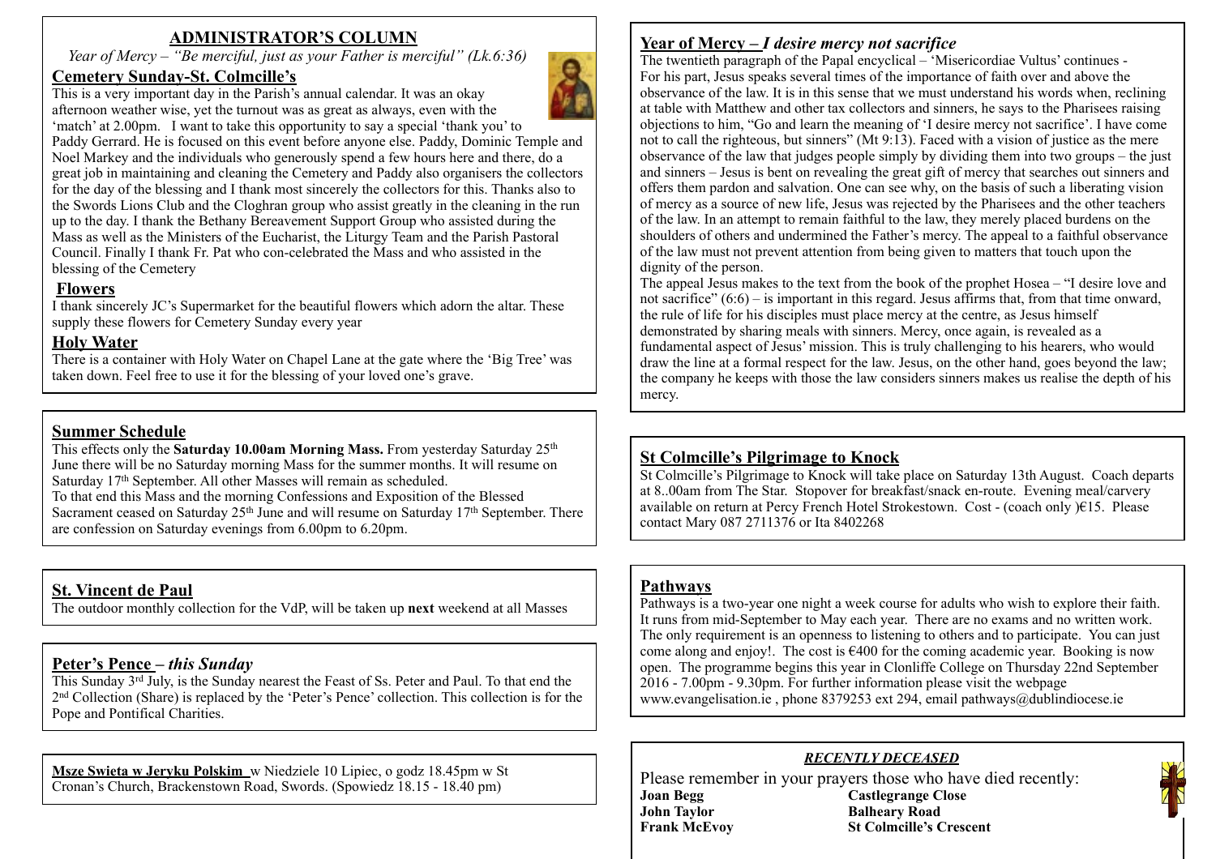## ADMINISTRATOR'S COLUMN

*Year of Mercy – "Be merciful, just as your Father is merciful" (Lk.6:36)*

### Cemetery Sunday-St. Colmcille's

This is a very important day in the Parish's annual calendar. It was an okay afternoon weather wise, yet the turnout was as great as always, even with the 'match' at 2.00pm. I want to take this opportunity to say a special 'thank you' to Paddy Gerrard. He is focused on this event before anyone else. Paddy, Dominic Temple and Noel Markey and the individuals who generously spend a few hours here and there, do a great job in maintaining and cleaning the Cemetery and Paddy also organisers the collectors for the day of the blessing and I thank most sincerely the collectors for this. Thanks also to the Swords Lions Club and the Cloghran group who assist greatly in the cleaning in the run up to the day. I thank the Bethany Bereavement Support Group who assisted during the Mass as well as the Ministers of the Eucharist, the Liturgy Team and the Parish Pastoral Council. Finally I thank Fr. Pat who con-celebrated the Mass and who assisted in the blessing of the Cemetery

### Flowers

I thank sincerely JC's Supermarket for the beautiful flowers which adorn the altar. These supply these flowers for Cemetery Sunday every year

### Holy Water

There is a container with Holy Water on Chapel Lane at the gate where the 'Big Tree' was taken down. Feel free to use it for the blessing of your loved one's grave.

## Summer Schedule

This effects only the **Saturday 10.00am Morning Mass.** From yesterday Saturday 25th June there will be no Saturday morning Mass for the summer months. It will resume on Saturday 17th September. All other Masses will remain as scheduled.

To that end this Mass and the morning Confessions and Exposition of the Blessed Sacrament ceased on Saturday 25th June and will resume on Saturday 17th September. There are confession on Saturday evenings from 6.00pm to 6.20pm.

## St. Vincent de Paul

The outdoor monthly collection for the VdP, will be taken up **next** weekend at all Masses

## Peter's Pence – *this Sunday*

This Sunday 3rd July, is the Sunday nearest the Feast of Ss. Peter and Paul. To that end the 2nd Collection (Share) is replaced by the 'Peter's Pence' collection. This collection is for the Pope and Pontifical Charities.

**Msze Swieta w Jeryku Polskim** w Niedziele 10 Lipiec, o godz 18.45pm w St Cronan's Church, Brackenstown Road, Swords. (Spowiedz 18.15 - 18.40 pm)

## Year of Mercy – *I desire mercy not sacrifice*

The twentieth paragraph of the Papal encyclical – 'Misericordiae Vultus' continues - For his part, Jesus speaks several times of the importance of faith over and above the observance of the law. It is in this sense that we must understand his words when, reclining at table with Matthew and other tax collectors and sinners, he says to the Pharisees raising objections to him, "Go and learn the meaning of 'I desire mercy not sacrifice'. I have come not to call the righteous, but sinners" (Mt 9:13). Faced with a vision of justice as the mere observance of the law that judges people simply by dividing them into two groups – the just and sinners – Jesus is bent on revealing the great gift of mercy that searches out sinners and offers them pardon and salvation. One can see why, on the basis of such a liberating vision of mercy as a source of new life, Jesus was rejected by the Pharisees and the other teachers of the law. In an attempt to remain faithful to the law, they merely placed burdens on the shoulders of others and undermined the Father's mercy. The appeal to a faithful observance of the law must not prevent attention from being given to matters that touch upon the dignity of the person.

The appeal Jesus makes to the text from the book of the prophet Hosea – "I desire love and not sacrifice" (6:6) – is important in this regard. Jesus affirms that, from that time onward, the rule of life for his disciples must place mercy at the centre, as Jesus himself demonstrated by sharing meals with sinners. Mercy, once again, is revealed as a fundamental aspect of Jesus' mission. This is truly challenging to his hearers, who would draw the line at a formal respect for the law. Jesus, on the other hand, goes beyond the law; the company he keeps with those the law considers sinners makes us realise the depth of his mercy.

## St Colmcille's Pilgrimage to Knock

St Colmcille's Pilgrimage to Knock will take place on Saturday 13th August. Coach departs at 8..00am from The Star. Stopover for breakfast/snack en-route. Evening meal/carvery available on return at Percy French Hotel Strokestown. Cost - (coach only )€15. Please contact Mary 087 2711376 or Ita 8402268

## Pathways

Pathways is a two-year one night a week course for adults who wish to explore their faith. It runs from mid-September to May each year. There are no exams and no written work. The only requirement is an openness to listening to others and to participate. You can just come along and enjoy!. The cost is €400 for the coming academic year. Booking is now open. The programme begins this year in Clonliffe College on Thursday 22nd September 2016 - 7.00pm - 9.30pm. For further information please visit the webpage www.evangelisation.ie , phone 8379253 ext 294, email pathways@dublindiocese.ie

### *RECENTLY DECEASED*

Please remember in your prayers those who have died recently:

| | |
|---|---|
| **Joan Begg** | **Castlegrange Close** |
| **John Taylor** | **Balheary Road** |
| **Frank McEvoy** | **St Colmcille's Crescent** |